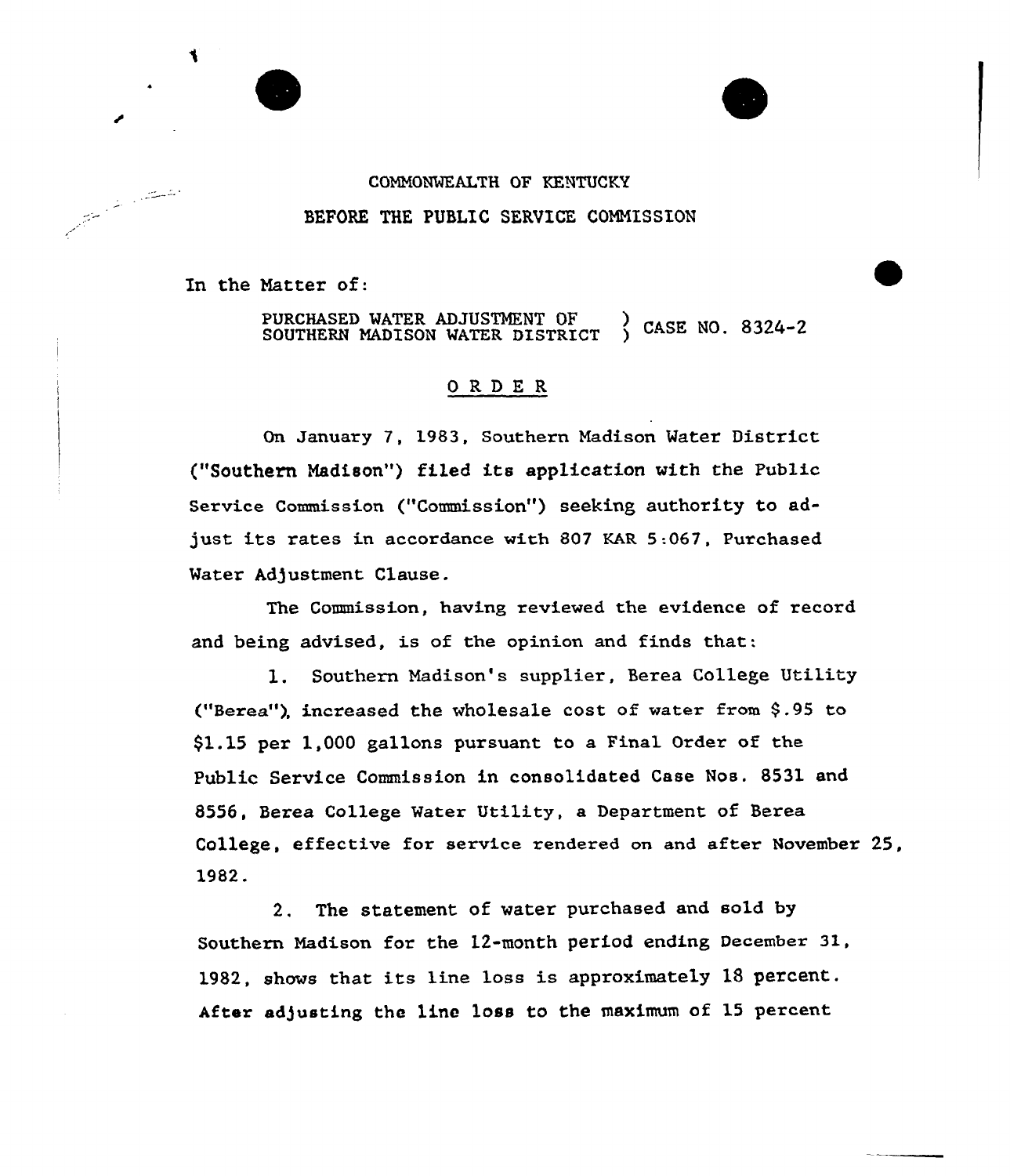COMMONWEALTH OF KENTUCKY

BEFORE THE PUBLIC SERVICE COMMISSION

In the Matter of:

PURCHASED WATER ADJUSTMENT OF SOUTHERN MADISON WATER DISTRICT ) CASE NO. 8324-2

## O R D E R

On January 7, 1983, Southern Madison Water District ("Southern Madison") filed its application with the Public Service Commission ("Commission") seeking authority to adjust its rates in accordance with 807 KAR 5:067, Purchased Water Adjustment Clause.

The Commission, having reviewed the evidence of record and being advised, is of the opinion and finds that:

1. Southern Madison's supplier, Berea College Utility ("Berea"), increased the wholesale cost of water from $.95 to $1.15 per 1,000 gallons pursuant to a Final Order of the Public Service Commission in consolidated Case Nos. 8531 and 8556, Berea College Water Utility, a Department of Berea College, effective for service rendered on and after November 25, 1982.

2. The statement of water purchased and sold by Southern Madison for the 12-month period ending December 31, 1982, shows that its line loss is approximately 18 percent. After adjusting the line loss to the maximum of 15 percent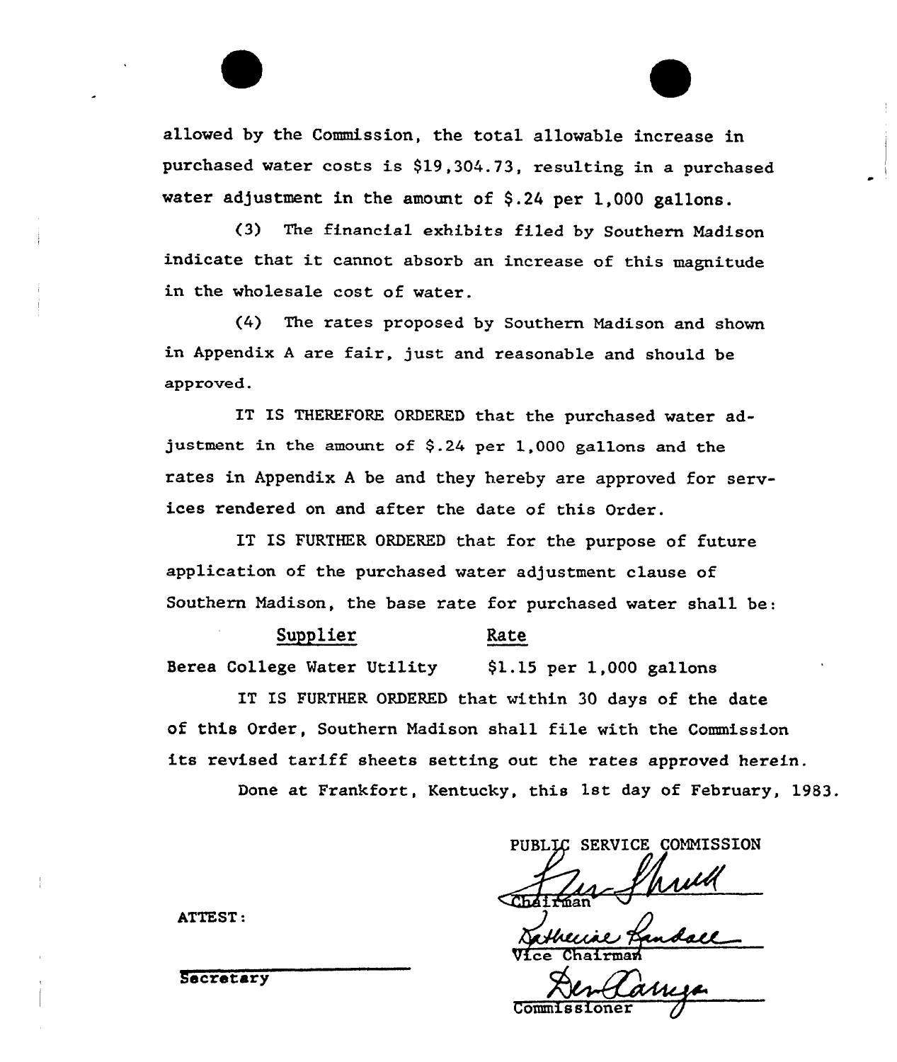allowed by the Commission, the total allowable increase in purchased water costs is $19,304.73, resulting in a purchased water adjustment in the amount of $.24 per 1,000 gallons.

(3) The financial exhibits filed by Southern Madison indicate that it cannot absorb an increase of this magnitude in the wholesale cost of water.

(4) The rates proposed by Southern Madison and shown in Appendix A are fair, just and reasonable and should be approved.

IT IS THEREFORE ORDERED that the purchased water adjustment in the amount of $.24 per 1,000 gallons and the rates in Appendix A be and they hereby are approved for services rendered on and after the date of this Order.

IT IS FURTHER ORDERED that for the purpose of future application of the purchased water adjustment clause of Southern Madison, the base rate for purchased water shall be:

| Supplier | Rate |
|---|---|
| Berea College Water Utility | $1.15 per 1,000 gallons |

IT IS FURTHER ORDERED that within 30 days of the date of this Order, Southern Madison shall file with the Commission its revised tariff sheets setting out the rates approved herein.

Done at Frankfort, Kentucky, this 1st day of February, 1983.

PUBLIC SERVICE COMMISSION

Chairman

Vice Chairman

Commissioner

ATTEST:

Secretary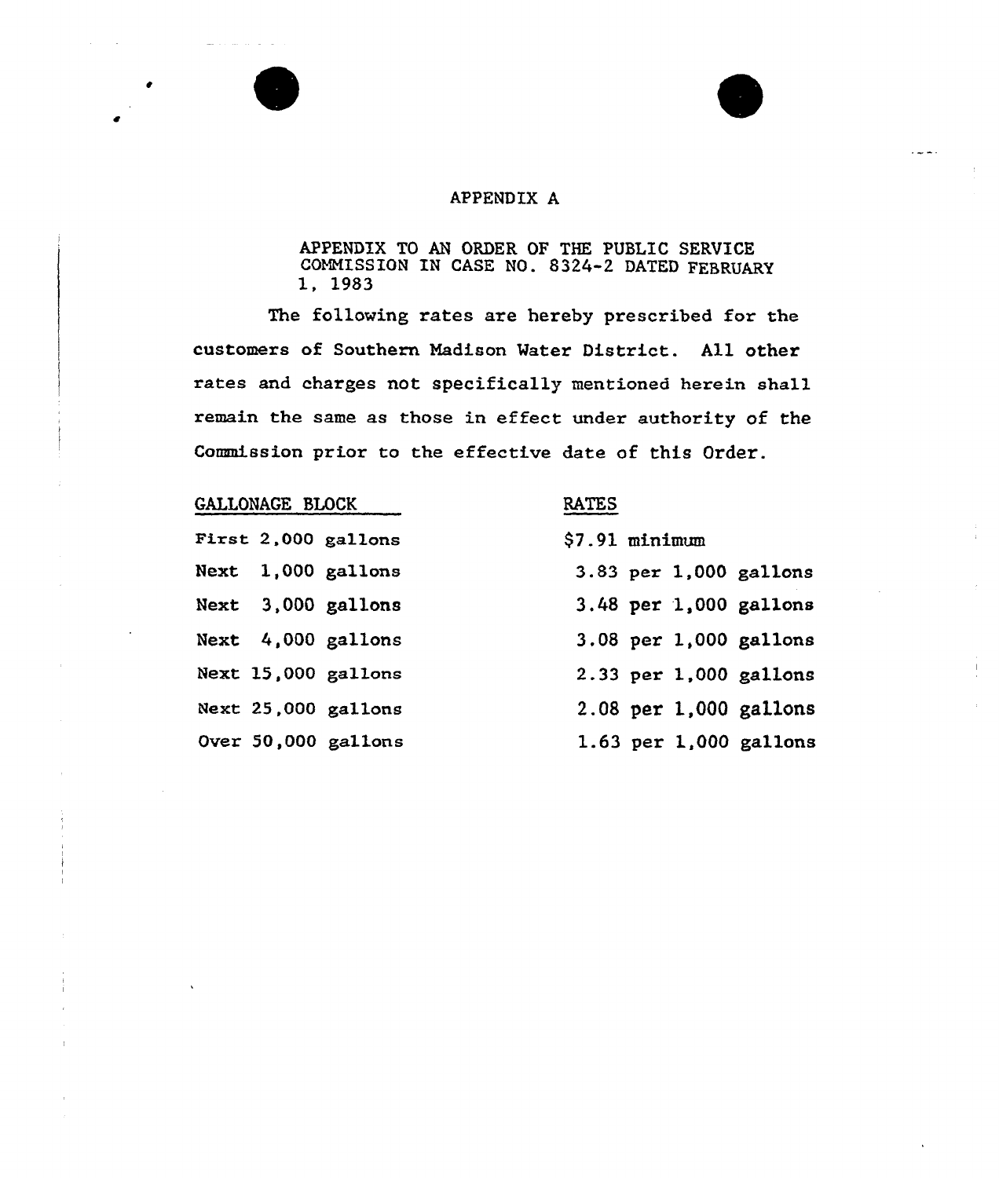# APPENDIX A

APPENDIX TO AN ORDER OF THE PUBLIC SERVICE COMMISSION IN CASE NO. 8324-2 DATED FEBRUARY 1, 1983

The following rates are hereby prescribed for the customers of Southern Madison Water District. All other rates and charges not specifically mentioned herein shall remain the same as those in effect under authority of the Commission prior to the effective date of this Order.

| GALLONAGE BLOCK | RATES |
|---|---|
| First 2,000 gallons | $7.91 minimum |
| Next 1,000 gallons | 3.83 per 1,000 gallons |
| Next 3,000 gallons | 3.48 per 1,000 gallons |
| Next 4,000 gallons | 3.08 per 1,000 gallons |
| Next 15,000 gallons | 2.33 per 1,000 gallons |
| Next 25,000 gallons | 2.08 per 1,000 gallons |
| Over 50,000 gallons | 1.63 per 1,000 gallons |